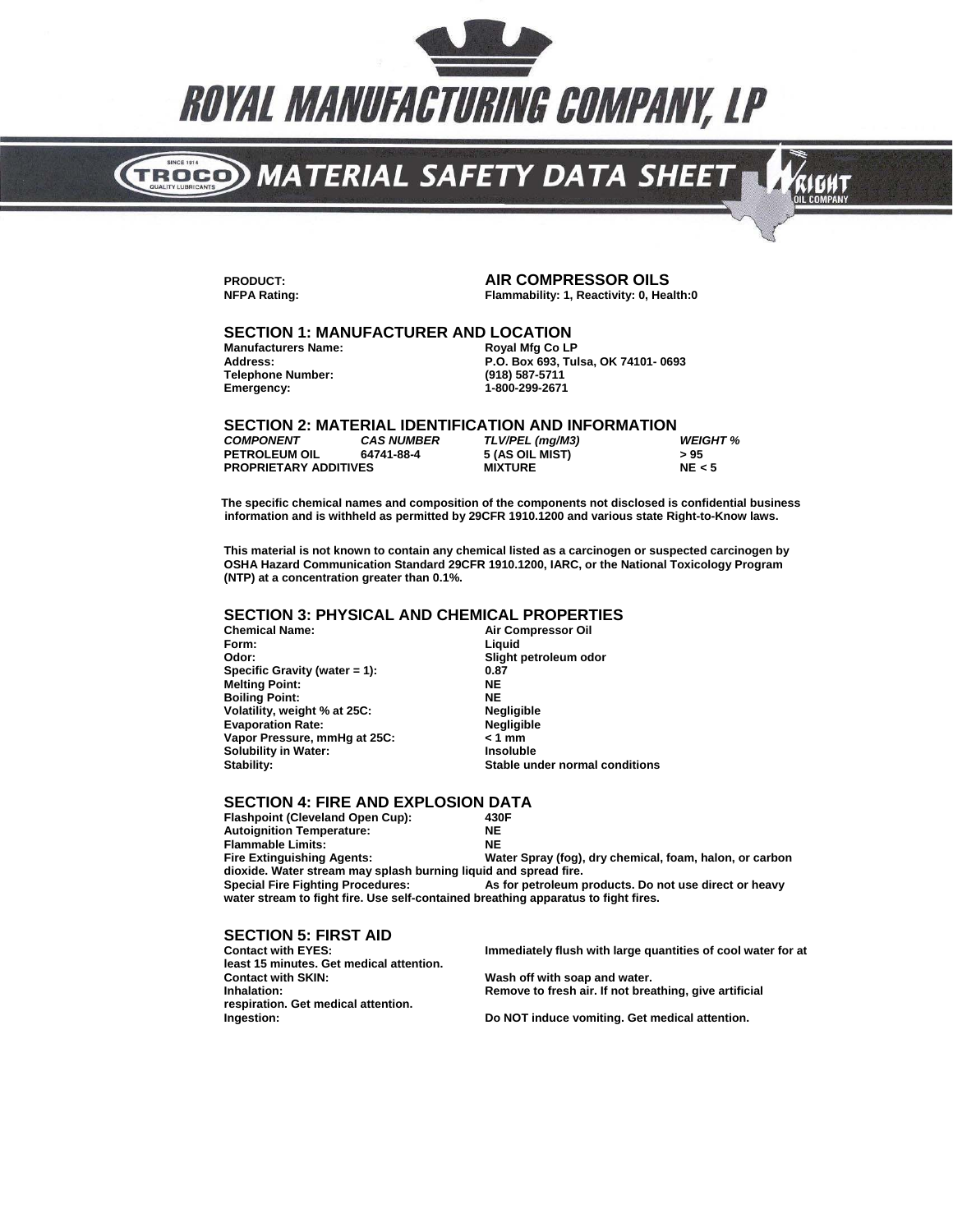# ROYAL MANUFACTURING COMPANY, LP

## MATERIAL SAFETY DATA SHEET

**PRODUCT:** **AIR COMPRESSOR OILS**
**NFPA Rating:** **Flammability: 1, Reactivity: 0, Health:0**

### SECTION 1: MANUFACTURER AND LOCATION

**Manufacturers Name:** **Royal Mfg Co LP**
**Address:** **P.O. Box 693, Tulsa, OK 74101- 0693**
**Telephone Number:** **(918) 587-5711**
**Emergency:** **1-800-299-2671**

### SECTION 2: MATERIAL IDENTIFICATION AND INFORMATION

| *COMPONENT* | *CAS NUMBER* | *TLV/PEL (mg/M3)* | *WEIGHT %* |
|---|---|---|---|
| **PETROLEUM OIL** | **64741-88-4** | **5 (AS OIL MIST)** | **> 95** |
| **PROPRIETARY ADDITIVES** | | **MIXTURE** | **NE < 5** |

**The specific chemical names and composition of the components not disclosed is confidential business information and is withheld as permitted by 29CFR 1910.1200 and various state Right-to-Know laws.**

**This material is not known to contain any chemical listed as a carcinogen or suspected carcinogen by OSHA Hazard Communication Standard 29CFR 1910.1200, IARC, or the National Toxicology Program (NTP) at a concentration greater than 0.1%.**

### SECTION 3: PHYSICAL AND CHEMICAL PROPERTIES

**Chemical Name:** **Air Compressor Oil**
**Form:** **Liquid**
**Odor:** **Slight petroleum odor**
**Specific Gravity (water = 1):** **0.87**
**Melting Point:** **NE**
**Boiling Point:** **NE**
**Volatility, weight % at 25C:** **Negligible**
**Evaporation Rate:** **Negligible**
**Vapor Pressure, mmHg at 25C:** **< 1 mm**
**Solubility in Water:** **Insoluble**
**Stability:** **Stable under normal conditions**

### SECTION 4: FIRE AND EXPLOSION DATA

**Flashpoint (Cleveland Open Cup):** **430F**
**Autoignition Temperature:** **NE**
**Flammable Limits:** **NE**
**Fire Extinguishing Agents:** **Water Spray (fog), dry chemical, foam, halon, or carbon dioxide. Water stream may splash burning liquid and spread fire.**
**Special Fire Fighting Procedures:** **As for petroleum products. Do not use direct or heavy water stream to fight fire. Use self-contained breathing apparatus to fight fires.**

### SECTION 5: FIRST AID

**Contact with EYES:** **Immediately flush with large quantities of cool water for at least 15 minutes. Get medical attention.**
**Contact with SKIN:** **Wash off with soap and water.**
**Inhalation:** **Remove to fresh air. If not breathing, give artificial respiration. Get medical attention.**
**Ingestion:** **Do NOT induce vomiting. Get medical attention.**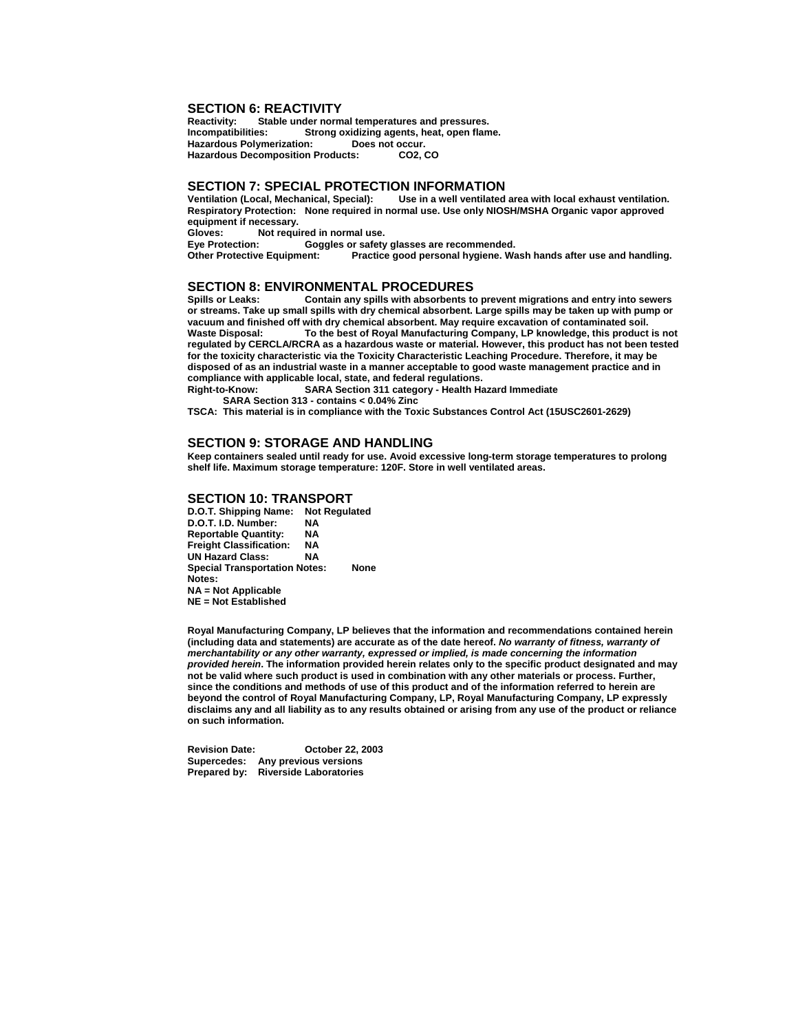## SECTION 6: REACTIVITY

**Reactivity:** Stable under normal temperatures and pressures.
**Incompatibilities:** Strong oxidizing agents, heat, open flame.
**Hazardous Polymerization:** Does not occur.
**Hazardous Decomposition Products:** $CO_2$, CO

## SECTION 7: SPECIAL PROTECTION INFORMATION

**Ventilation (Local, Mechanical, Special):** Use in a well ventilated area with local exhaust ventilation.
**Respiratory Protection:** None required in normal use. Use only NIOSH/MSHA Organic vapor approved equipment if necessary.
**Gloves:** Not required in normal use.
**Eye Protection:** Goggles or safety glasses are recommended.
**Other Protective Equipment:** Practice good personal hygiene. Wash hands after use and handling.

## SECTION 8: ENVIRONMENTAL PROCEDURES

**Spills or Leaks:** Contain any spills with absorbents to prevent migrations and entry into sewers or streams. Take up small spills with dry chemical absorbent. Large spills may be taken up with pump or vacuum and finished off with dry chemical absorbent. May require excavation of contaminated soil.
**Waste Disposal:** To the best of Royal Manufacturing Company, LP knowledge, this product is not regulated by CERCLA/RCRA as a hazardous waste or material. However, this product has not been tested for the toxicity characteristic via the Toxicity Characteristic Leaching Procedure. Therefore, it may be disposed of as an industrial waste in a manner acceptable to good waste management practice and in compliance with applicable local, state, and federal regulations.
**Right-to-Know:** SARA Section 311 category - Health Hazard Immediate
SARA Section 313 - contains < 0.04% Zinc
**TSCA:** This material is in compliance with the Toxic Substances Control Act (15USC2601-2629)

## SECTION 9: STORAGE AND HANDLING

Keep containers sealed until ready for use. Avoid excessive long-term storage temperatures to prolong shelf life. Maximum storage temperature: 120F. Store in well ventilated areas.

## SECTION 10: TRANSPORT

**D.O.T. Shipping Name:** Not Regulated
**D.O.T. I.D. Number:** NA
**Reportable Quantity:** NA
**Freight Classification:** NA
**UN Hazard Class:** NA
**Special Transportation Notes:** None
**Notes:**
NA = Not Applicable
NE = Not Established

Royal Manufacturing Company, LP believes that the information and recommendations contained herein (including data and statements) are accurate as of the date hereof. ***No warranty of fitness, warranty of merchantability or any other warranty, expressed or implied, is made concerning the information provided herein***. The information provided herein relates only to the specific product designated and may not be valid where such product is used in combination with any other materials or process. Further, since the conditions and methods of use of this product and of the information referred to herein are beyond the control of Royal Manufacturing Company, LP, Royal Manufacturing Company, LP expressly disclaims any and all liability as to any results obtained or arising from any use of the product or reliance on such information.

**Revision Date:** October 22, 2003
**Supercedes:** Any previous versions
**Prepared by:** Riverside Laboratories